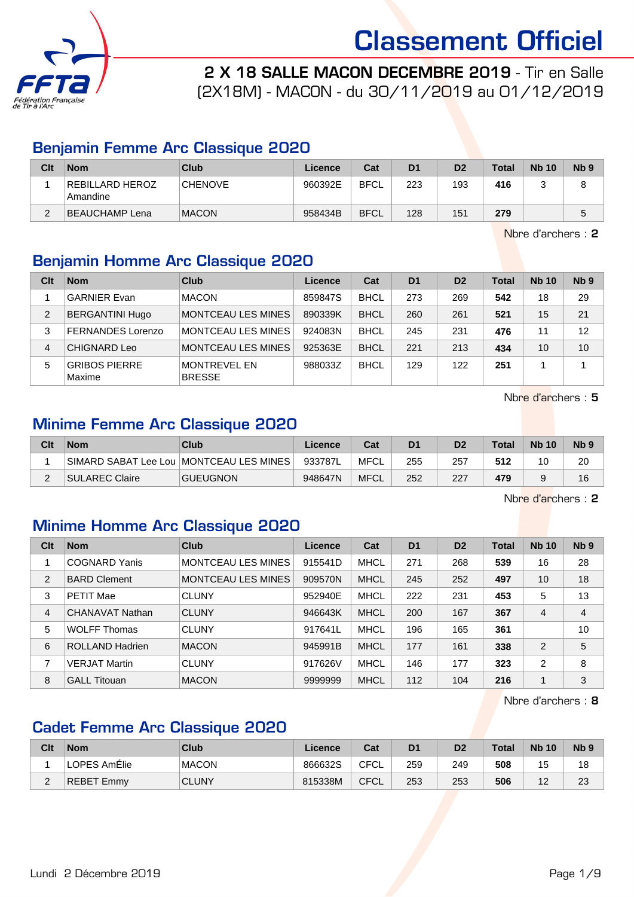# Classement Officiel

**2 X 18 SALLE MACON DECEMBRE 2019** - Tir en Salle (2X18M) - MACON - du 30/11/2019 au 01/12/2019

## Benjamin Femme Arc Classique 2020

| Clt | Nom | Club | Licence | Cat | D1 | D2 | Total | Nb 10 | Nb 9 |
|---|---|---|---|---|---|---|---|---|---|
| 1 | REBILLARD HEROZ Amandine | CHENOVE | 960392E | BFCL | 223 | 193 | **416** | 3 | 8 |
| 2 | BEAUCHAMP Lena | MACON | 958434B | BFCL | 128 | 151 | **279** | | 5 |

Nbre d'archers : **2**

## Benjamin Homme Arc Classique 2020

| Clt | Nom | Club | Licence | Cat | D1 | D2 | Total | Nb 10 | Nb 9 |
|---|---|---|---|---|---|---|---|---|---|
| 1 | GARNIER Evan | MACON | 859847S | BHCL | 273 | 269 | **542** | 18 | 29 |
| 2 | BERGANTINI Hugo | MONTCEAU LES MINES | 890339K | BHCL | 260 | 261 | **521** | 15 | 21 |
| 3 | FERNANDES Lorenzo | MONTCEAU LES MINES | 924083N | BHCL | 245 | 231 | **476** | 11 | 12 |
| 4 | CHIGNARD Leo | MONTCEAU LES MINES | 925363E | BHCL | 221 | 213 | **434** | 10 | 10 |
| 5 | GRIBOS PIERRE Maxime | MONTREVEL EN BRESSE | 988033Z | BHCL | 129 | 122 | **251** | 1 | 1 |

Nbre d'archers : **5**

## Minime Femme Arc Classique 2020

| Clt | Nom | Club | Licence | Cat | D1 | D2 | Total | Nb 10 | Nb 9 |
|---|---|---|---|---|---|---|---|---|---|
| 1 | SIMARD SABAT Lee Lou | MONTCEAU LES MINES | 933787L | MFCL | 255 | 257 | **512** | 10 | 20 |
| 2 | SULAREC Claire | GUEUGNON | 948647N | MFCL | 252 | 227 | **479** | 9 | 16 |

Nbre d'archers : **2**

## Minime Homme Arc Classique 2020

| Clt | Nom | Club | Licence | Cat | D1 | D2 | Total | Nb 10 | Nb 9 |
|---|---|---|---|---|---|---|---|---|---|
| 1 | COGNARD Yanis | MONTCEAU LES MINES | 915541D | MHCL | 271 | 268 | **539** | 16 | 28 |
| 2 | BARD Clement | MONTCEAU LES MINES | 909570N | MHCL | 245 | 252 | **497** | 10 | 18 |
| 3 | PETIT Mae | CLUNY | 952940E | MHCL | 222 | 231 | **453** | 5 | 13 |
| 4 | CHANAVAT Nathan | CLUNY | 946643K | MHCL | 200 | 167 | **367** | 4 | 4 |
| 5 | WOLFF Thomas | CLUNY | 917641L | MHCL | 196 | 165 | **361** | | 10 |
| 6 | ROLLAND Hadrien | MACON | 945991B | MHCL | 177 | 161 | **338** | 2 | 5 |
| 7 | VERJAT Martin | CLUNY | 917626V | MHCL | 146 | 177 | **323** | 2 | 8 |
| 8 | GALL Titouan | MACON | 9999999 | MHCL | 112 | 104 | **216** | 1 | 3 |

Nbre d'archers : **8**

## Cadet Femme Arc Classique 2020

| Clt | Nom | Club | Licence | Cat | D1 | D2 | Total | Nb 10 | Nb 9 |
|---|---|---|---|---|---|---|---|---|---|
| 1 | LOPES AmÉlie | MACON | 866632S | CFCL | 259 | 249 | **508** | 15 | 18 |
| 2 | REBET Emmy | CLUNY | 815338M | CFCL | 253 | 253 | **506** | 12 | 23 |

Lundi 2 Décembre 2019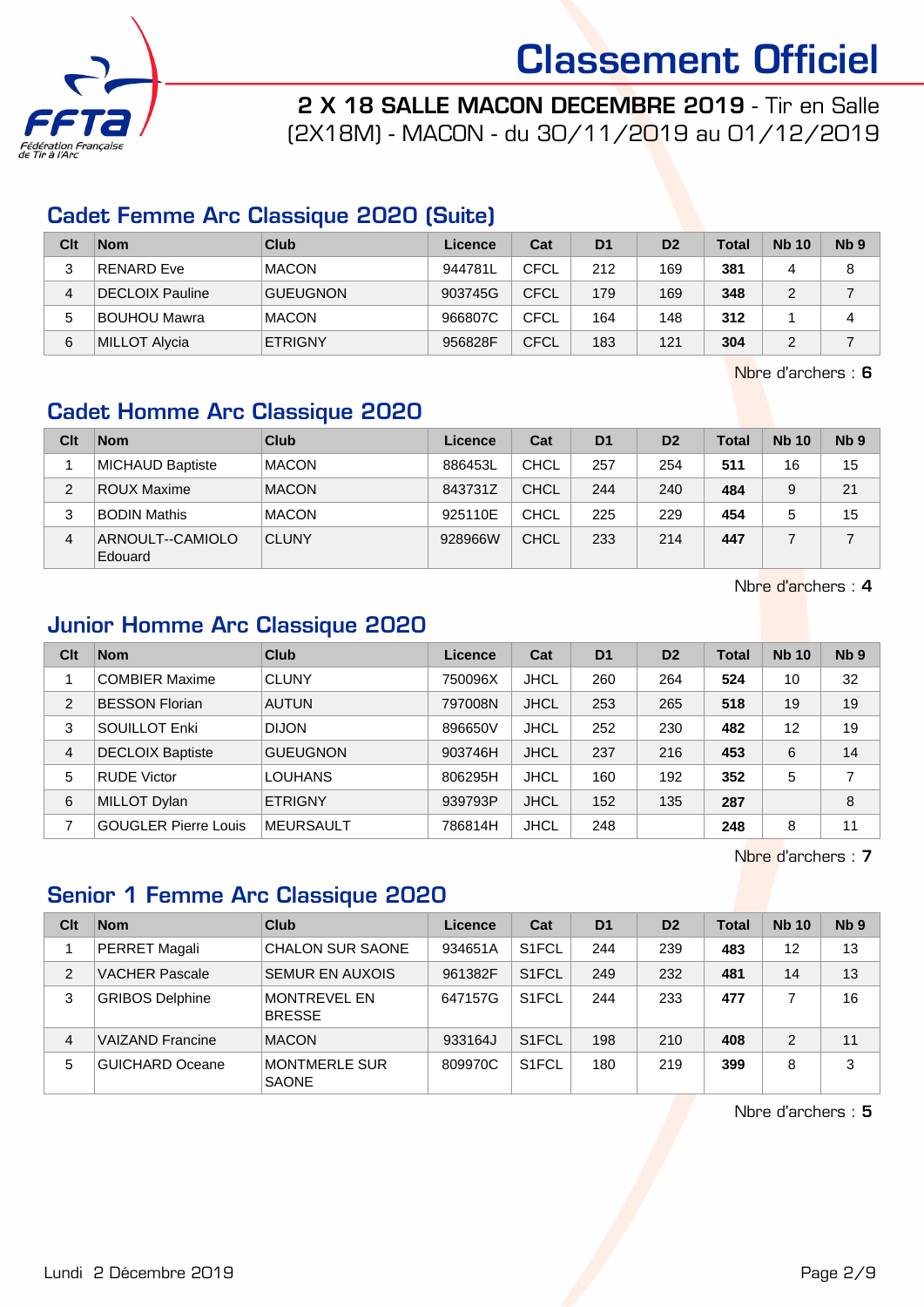# Classement Officiel

## 2 X 18 SALLE MACON DECEMBRE 2019 - Tir en Salle (2X18M) - MACON - du 30/11/2019 au 01/12/2019

### Cadet Femme Arc Classique 2020 (Suite)

| Clt | Nom | Club | Licence | Cat | D1 | D2 | Total | Nb 10 | Nb 9 |
|---|---|---|---|---|---|---|---|---|---|
| 3 | RENARD Eve | MACON | 944781L | CFCL | 212 | 169 | **381** | 4 | 8 |
| 4 | DECLOIX Pauline | GUEUGNON | 903745G | CFCL | 179 | 169 | **348** | 2 | 7 |
| 5 | BOUHOU Mawra | MACON | 966807C | CFCL | 164 | 148 | **312** | 1 | 4 |
| 6 | MILLOT Alycia | ETRIGNY | 956828F | CFCL | 183 | 121 | **304** | 2 | 7 |

Nbre d'archers : **6**

### Cadet Homme Arc Classique 2020

| Clt | Nom | Club | Licence | Cat | D1 | D2 | Total | Nb 10 | Nb 9 |
|---|---|---|---|---|---|---|---|---|---|
| 1 | MICHAUD Baptiste | MACON | 886453L | CHCL | 257 | 254 | **511** | 16 | 15 |
| 2 | ROUX Maxime | MACON | 843731Z | CHCL | 244 | 240 | **484** | 9 | 21 |
| 3 | BODIN Mathis | MACON | 925110E | CHCL | 225 | 229 | **454** | 5 | 15 |
| 4 | ARNOULT--CAMIOLO Edouard | CLUNY | 928966W | CHCL | 233 | 214 | **447** | 7 | 7 |

Nbre d'archers : **4**

### Junior Homme Arc Classique 2020

| Clt | Nom | Club | Licence | Cat | D1 | D2 | Total | Nb 10 | Nb 9 |
|---|---|---|---|---|---|---|---|---|---|
| 1 | COMBIER Maxime | CLUNY | 750096X | JHCL | 260 | 264 | **524** | 10 | 32 |
| 2 | BESSON Florian | AUTUN | 797008N | JHCL | 253 | 265 | **518** | 19 | 19 |
| 3 | SOUILLOT Enki | DIJON | 896650V | JHCL | 252 | 230 | **482** | 12 | 19 |
| 4 | DECLOIX Baptiste | GUEUGNON | 903746H | JHCL | 237 | 216 | **453** | 6 | 14 |
| 5 | RUDE Victor | LOUHANS | 806295H | JHCL | 160 | 192 | **352** | 5 | 7 |
| 6 | MILLOT Dylan | ETRIGNY | 939793P | JHCL | 152 | 135 | **287** | | 8 |
| 7 | GOUGLER Pierre Louis | MEURSAULT | 786814H | JHCL | 248 | | **248** | 8 | 11 |

Nbre d'archers : **7**

### Senior 1 Femme Arc Classique 2020

| Clt | Nom | Club | Licence | Cat | D1 | D2 | Total | Nb 10 | Nb 9 |
|---|---|---|---|---|---|---|---|---|---|
| 1 | PERRET Magali | CHALON SUR SAONE | 934651A | S1FCL | 244 | 239 | **483** | 12 | 13 |
| 2 | VACHER Pascale | SEMUR EN AUXOIS | 961382F | S1FCL | 249 | 232 | **481** | 14 | 13 |
| 3 | GRIBOS Delphine | MONTREVEL EN BRESSE | 647157G | S1FCL | 244 | 233 | **477** | 7 | 16 |
| 4 | VAIZAND Francine | MACON | 933164J | S1FCL | 198 | 210 | **408** | 2 | 11 |
| 5 | GUICHARD Oceane | MONTMERLE SUR SAONE | 809970C | S1FCL | 180 | 219 | **399** | 8 | 3 |

Nbre d'archers : **5**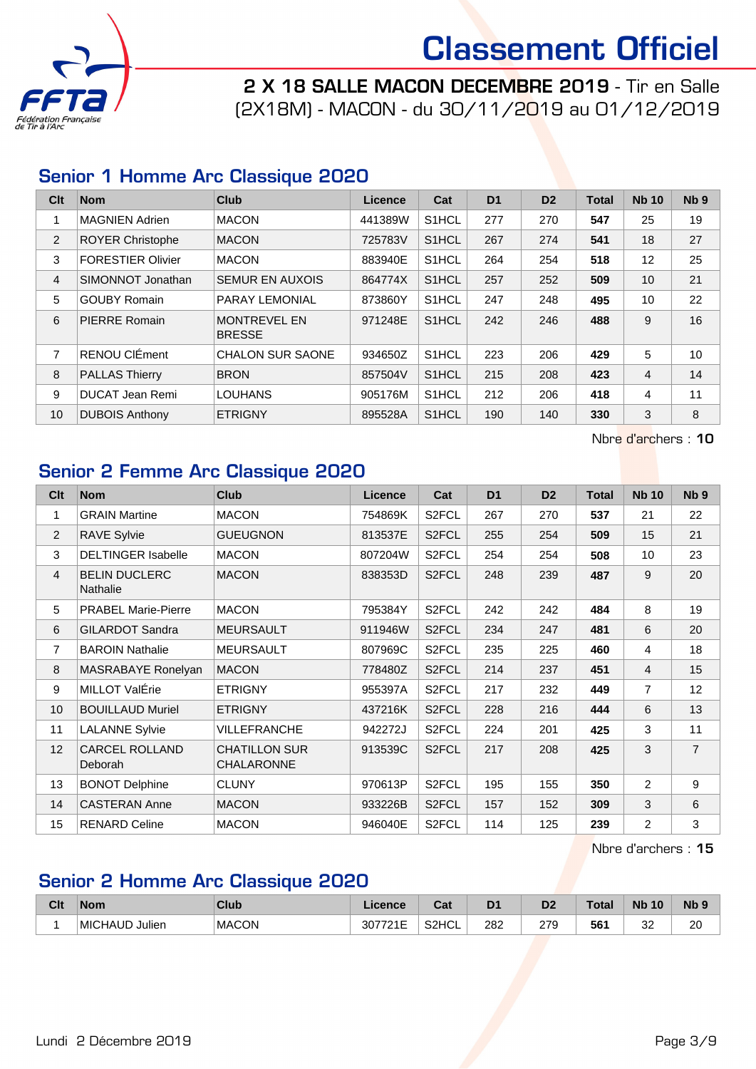# Classement Officiel

## 2 X 18 SALLE MACON DECEMBRE 2019 - Tir en Salle (2X18M) - MACON - du 30/11/2019 au 01/12/2019

### Senior 1 Homme Arc Classique 2020

| Clt | Nom | Club | Licence | Cat | D1 | D2 | Total | Nb 10 | Nb 9 |
|---|---|---|---|---|---|---|---|---|---|
| 1 | MAGNIEN Adrien | MACON | 441389W | S1HCL | 277 | 270 | **547** | 25 | 19 |
| 2 | ROYER Christophe | MACON | 725783V | S1HCL | 267 | 274 | **541** | 18 | 27 |
| 3 | FORESTIER Olivier | MACON | 883940E | S1HCL | 264 | 254 | **518** | 12 | 25 |
| 4 | SIMONNOT Jonathan | SEMUR EN AUXOIS | 864774X | S1HCL | 257 | 252 | **509** | 10 | 21 |
| 5 | GOUBY Romain | PARAY LEMONIAL | 873860Y | S1HCL | 247 | 248 | **495** | 10 | 22 |
| 6 | PIERRE Romain | MONTREVEL EN BRESSE | 971248E | S1HCL | 242 | 246 | **488** | 9 | 16 |
| 7 | RENOU ClÉment | CHALON SUR SAONE | 934650Z | S1HCL | 223 | 206 | **429** | 5 | 10 |
| 8 | PALLAS Thierry | BRON | 857504V | S1HCL | 215 | 208 | **423** | 4 | 14 |
| 9 | DUCAT Jean Remi | LOUHANS | 905176M | S1HCL | 212 | 206 | **418** | 4 | 11 |
| 10 | DUBOIS Anthony | ETRIGNY | 895528A | S1HCL | 190 | 140 | **330** | 3 | 8 |

Nbre d'archers : **10**

### Senior 2 Femme Arc Classique 2020

| Clt | Nom | Club | Licence | Cat | D1 | D2 | Total | Nb 10 | Nb 9 |
|---|---|---|---|---|---|---|---|---|---|
| 1 | GRAIN Martine | MACON | 754869K | S2FCL | 267 | 270 | **537** | 21 | 22 |
| 2 | RAVE Sylvie | GUEUGNON | 813537E | S2FCL | 255 | 254 | **509** | 15 | 21 |
| 3 | DELTINGER Isabelle | MACON | 807204W | S2FCL | 254 | 254 | **508** | 10 | 23 |
| 4 | BELIN DUCLERC Nathalie | MACON | 838353D | S2FCL | 248 | 239 | **487** | 9 | 20 |
| 5 | PRABEL Marie-Pierre | MACON | 795384Y | S2FCL | 242 | 242 | **484** | 8 | 19 |
| 6 | GILARDOT Sandra | MEURSAULT | 911946W | S2FCL | 234 | 247 | **481** | 6 | 20 |
| 7 | BAROIN Nathalie | MEURSAULT | 807969C | S2FCL | 235 | 225 | **460** | 4 | 18 |
| 8 | MASRABAYE Ronelyan | MACON | 778480Z | S2FCL | 214 | 237 | **451** | 4 | 15 |
| 9 | MILLOT ValÉrie | ETRIGNY | 955397A | S2FCL | 217 | 232 | **449** | 7 | 12 |
| 10 | BOUILLAUD Muriel | ETRIGNY | 437216K | S2FCL | 228 | 216 | **444** | 6 | 13 |
| 11 | LALANNE Sylvie | VILLEFRANCHE | 942272J | S2FCL | 224 | 201 | **425** | 3 | 11 |
| 12 | CARCEL ROLLAND Deborah | CHATILLON SUR CHALARONNE | 913539C | S2FCL | 217 | 208 | **425** | 3 | 7 |
| 13 | BONOT Delphine | CLUNY | 970613P | S2FCL | 195 | 155 | **350** | 2 | 9 |
| 14 | CASTERAN Anne | MACON | 933226B | S2FCL | 157 | 152 | **309** | 3 | 6 |
| 15 | RENARD Celine | MACON | 946040E | S2FCL | 114 | 125 | **239** | 2 | 3 |

Nbre d'archers : **15**

### Senior 2 Homme Arc Classique 2020

| Clt | Nom | Club | Licence | Cat | D1 | D2 | Total | Nb 10 | Nb 9 |
|---|---|---|---|---|---|---|---|---|---|
| 1 | MICHAUD Julien | MACON | 307721E | S2HCL | 282 | 279 | **561** | 32 | 20 |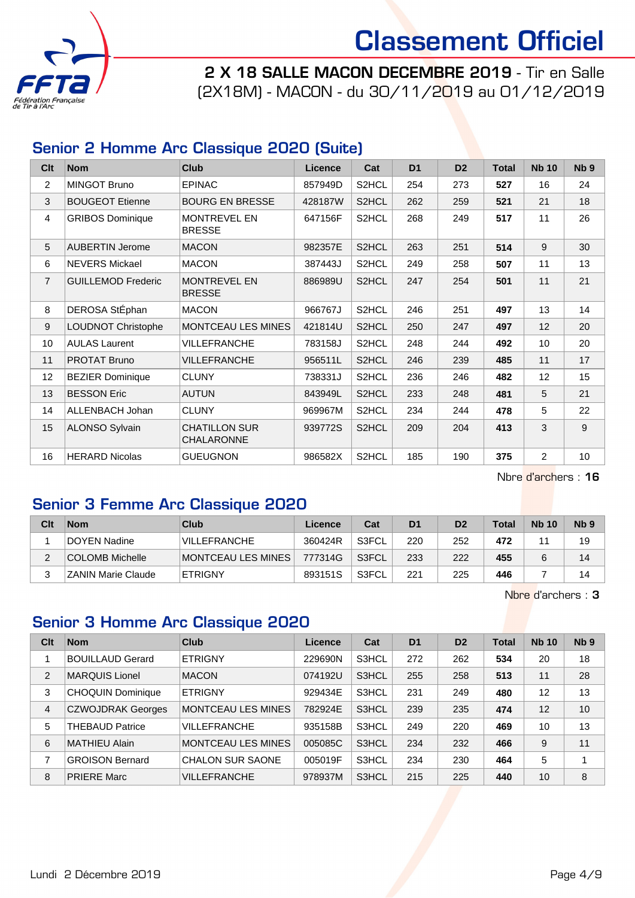# Classement Officiel

## 2 X 18 SALLE MACON DECEMBRE 2019 - Tir en Salle (2X18M) - MACON - du 30/11/2019 au 01/12/2019

### Senior 2 Homme Arc Classique 2020 (Suite)

| Clt | Nom | Club | Licence | Cat | D1 | D2 | Total | Nb 10 | Nb 9 |
|---|---|---|---|---|---|---|---|---|---|
| 2 | MINGOT Bruno | EPINAC | 857949D | S2HCL | 254 | 273 | **527** | 16 | 24 |
| 3 | BOUGEOT Etienne | BOURG EN BRESSE | 428187W | S2HCL | 262 | 259 | **521** | 21 | 18 |
| 4 | GRIBOS Dominique | MONTREVEL EN BRESSE | 647156F | S2HCL | 268 | 249 | **517** | 11 | 26 |
| 5 | AUBERTIN Jerome | MACON | 982357E | S2HCL | 263 | 251 | **514** | 9 | 30 |
| 6 | NEVERS Mickael | MACON | 387443J | S2HCL | 249 | 258 | **507** | 11 | 13 |
| 7 | GUILLEMOD Frederic | MONTREVEL EN BRESSE | 886989U | S2HCL | 247 | 254 | **501** | 11 | 21 |
| 8 | DEROSA StÉphan | MACON | 966767J | S2HCL | 246 | 251 | **497** | 13 | 14 |
| 9 | LOUDNOT Christophe | MONTCEAU LES MINES | 421814U | S2HCL | 250 | 247 | **497** | 12 | 20 |
| 10 | AULAS Laurent | VILLEFRANCHE | 783158J | S2HCL | 248 | 244 | **492** | 10 | 20 |
| 11 | PROTAT Bruno | VILLEFRANCHE | 956511L | S2HCL | 246 | 239 | **485** | 11 | 17 |
| 12 | BEZIER Dominique | CLUNY | 738331J | S2HCL | 236 | 246 | **482** | 12 | 15 |
| 13 | BESSON Eric | AUTUN | 843949L | S2HCL | 233 | 248 | **481** | 5 | 21 |
| 14 | ALLENBACH Johan | CLUNY | 969967M | S2HCL | 234 | 244 | **478** | 5 | 22 |
| 15 | ALONSO Sylvain | CHATILLON SUR CHALARONNE | 939772S | S2HCL | 209 | 204 | **413** | 3 | 9 |
| 16 | HERARD Nicolas | GUEUGNON | 986582X | S2HCL | 185 | 190 | **375** | 2 | 10 |

Nbre d'archers : **16**

### Senior 3 Femme Arc Classique 2020

| Clt | Nom | Club | Licence | Cat | D1 | D2 | Total | Nb 10 | Nb 9 |
|---|---|---|---|---|---|---|---|---|---|
| 1 | DOYEN Nadine | VILLEFRANCHE | 360424R | S3FCL | 220 | 252 | **472** | 11 | 19 |
| 2 | COLOMB Michelle | MONTCEAU LES MINES | 777314G | S3FCL | 233 | 222 | **455** | 6 | 14 |
| 3 | ZANIN Marie Claude | ETRIGNY | 893151S | S3FCL | 221 | 225 | **446** | 7 | 14 |

Nbre d'archers : **3**

### Senior 3 Homme Arc Classique 2020

| Clt | Nom | Club | Licence | Cat | D1 | D2 | Total | Nb 10 | Nb 9 |
|---|---|---|---|---|---|---|---|---|---|
| 1 | BOUILLAUD Gerard | ETRIGNY | 229690N | S3HCL | 272 | 262 | **534** | 20 | 18 |
| 2 | MARQUIS Lionel | MACON | 074192U | S3HCL | 255 | 258 | **513** | 11 | 28 |
| 3 | CHOQUIN Dominique | ETRIGNY | 929434E | S3HCL | 231 | 249 | **480** | 12 | 13 |
| 4 | CZWOJDRAK Georges | MONTCEAU LES MINES | 782924E | S3HCL | 239 | 235 | **474** | 12 | 10 |
| 5 | THEBAUD Patrice | VILLEFRANCHE | 935158B | S3HCL | 249 | 220 | **469** | 10 | 13 |
| 6 | MATHIEU Alain | MONTCEAU LES MINES | 005085C | S3HCL | 234 | 232 | **466** | 9 | 11 |
| 7 | GROISON Bernard | CHALON SUR SAONE | 005019F | S3HCL | 234 | 230 | **464** | 5 | 1 |
| 8 | PRIERE Marc | VILLEFRANCHE | 978937M | S3HCL | 215 | 225 | **440** | 10 | 8 |

Lundi 2 Décembre 2019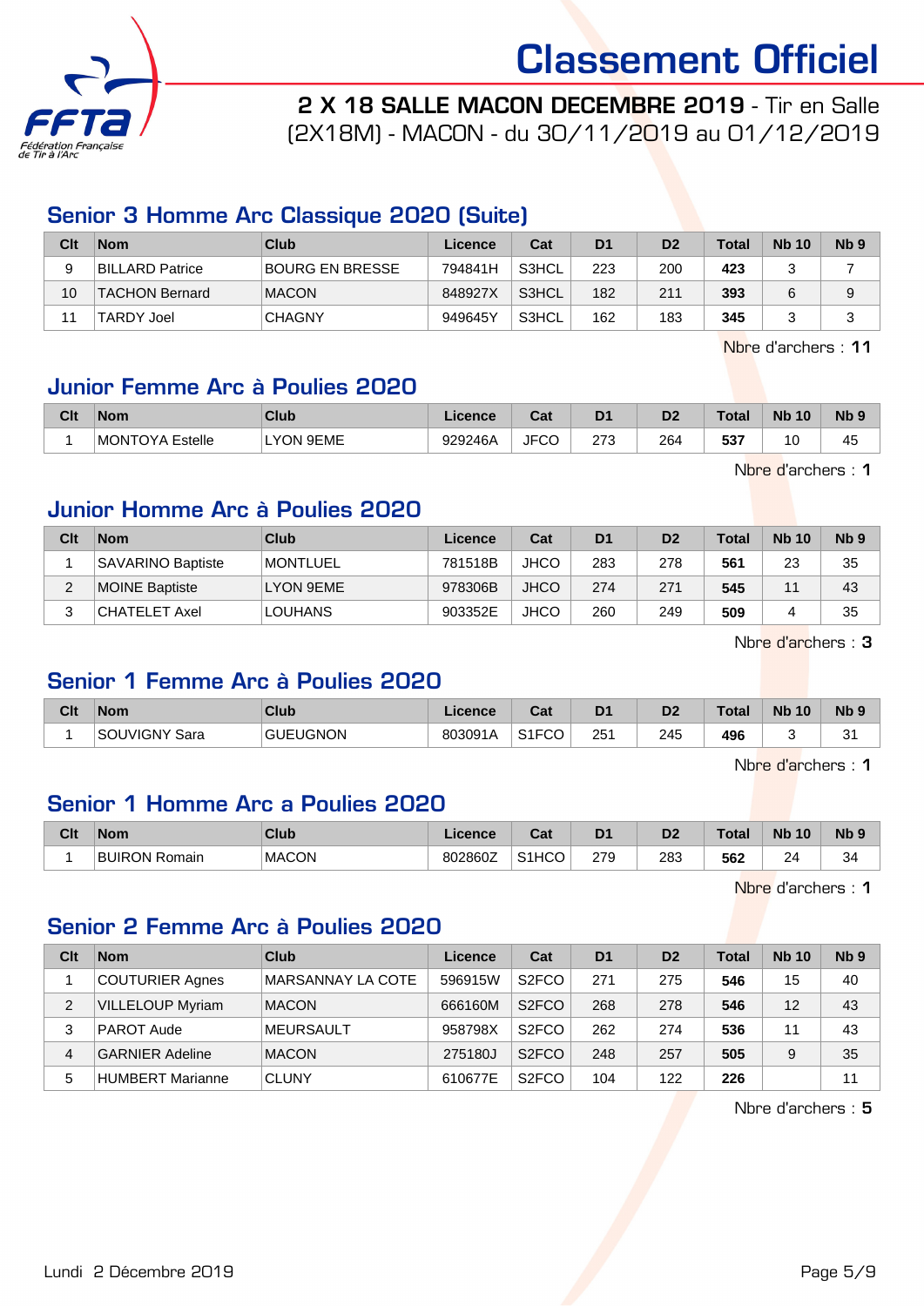# Classement Officiel

**2 X 18 SALLE MACON DECEMBRE 2019** - Tir en Salle (2X18M) - MACON - du 30/11/2019 au 01/12/2019

## Senior 3 Homme Arc Classique 2020 (Suite)

| Clt | Nom | Club | Licence | Cat | D1 | D2 | Total | Nb 10 | Nb 9 |
|---|---|---|---|---|---|---|---|---|---|
| 9 | BILLARD Patrice | BOURG EN BRESSE | 794841H | S3HCL | 223 | 200 | **423** | 3 | 7 |
| 10 | TACHON Bernard | MACON | 848927X | S3HCL | 182 | 211 | **393** | 6 | 9 |
| 11 | TARDY Joel | CHAGNY | 949645Y | S3HCL | 162 | 183 | **345** | 3 | 3 |

Nbre d'archers : **11**

## Junior Femme Arc à Poulies 2020

| Clt | Nom | Club | Licence | Cat | D1 | D2 | Total | Nb 10 | Nb 9 |
|---|---|---|---|---|---|---|---|---|---|
| 1 | MONTOYA Estelle | LYON 9EME | 929246A | JFCO | 273 | 264 | **537** | 10 | 45 |

Nbre d'archers : **1**

## Junior Homme Arc à Poulies 2020

| Clt | Nom | Club | Licence | Cat | D1 | D2 | Total | Nb 10 | Nb 9 |
|---|---|---|---|---|---|---|---|---|---|
| 1 | SAVARINO Baptiste | MONTLUEL | 781518B | JHCO | 283 | 278 | **561** | 23 | 35 |
| 2 | MOINE Baptiste | LYON 9EME | 978306B | JHCO | 274 | 271 | **545** | 11 | 43 |
| 3 | CHATELET Axel | LOUHANS | 903352E | JHCO | 260 | 249 | **509** | 4 | 35 |

Nbre d'archers : **3**

## Senior 1 Femme Arc à Poulies 2020

| Clt | Nom | Club | Licence | Cat | D1 | D2 | Total | Nb 10 | Nb 9 |
|---|---|---|---|---|---|---|---|---|---|
| 1 | SOUVIGNY Sara | GUEUGNON | 803091A | S1FCO | 251 | 245 | **496** | 3 | 31 |

Nbre d'archers : **1**

## Senior 1 Homme Arc a Poulies 2020

| Clt | Nom | Club | Licence | Cat | D1 | D2 | Total | Nb 10 | Nb 9 |
|---|---|---|---|---|---|---|---|---|---|
| 1 | BUIRON Romain | MACON | 802860Z | S1HCO | 279 | 283 | **562** | 24 | 34 |

Nbre d'archers : **1**

## Senior 2 Femme Arc à Poulies 2020

| Clt | Nom | Club | Licence | Cat | D1 | D2 | Total | Nb 10 | Nb 9 |
|---|---|---|---|---|---|---|---|---|---|
| 1 | COUTURIER Agnes | MARSANNAY LA COTE | 596915W | S2FCO | 271 | 275 | **546** | 15 | 40 |
| 2 | VILLELOUP Myriam | MACON | 666160M | S2FCO | 268 | 278 | **546** | 12 | 43 |
| 3 | PAROT Aude | MEURSAULT | 958798X | S2FCO | 262 | 274 | **536** | 11 | 43 |
| 4 | GARNIER Adeline | MACON | 275180J | S2FCO | 248 | 257 | **505** | 9 | 35 |
| 5 | HUMBERT Marianne | CLUNY | 610677E | S2FCO | 104 | 122 | **226** | | 11 |

Nbre d'archers : **5**

Lundi 2 Décembre 2019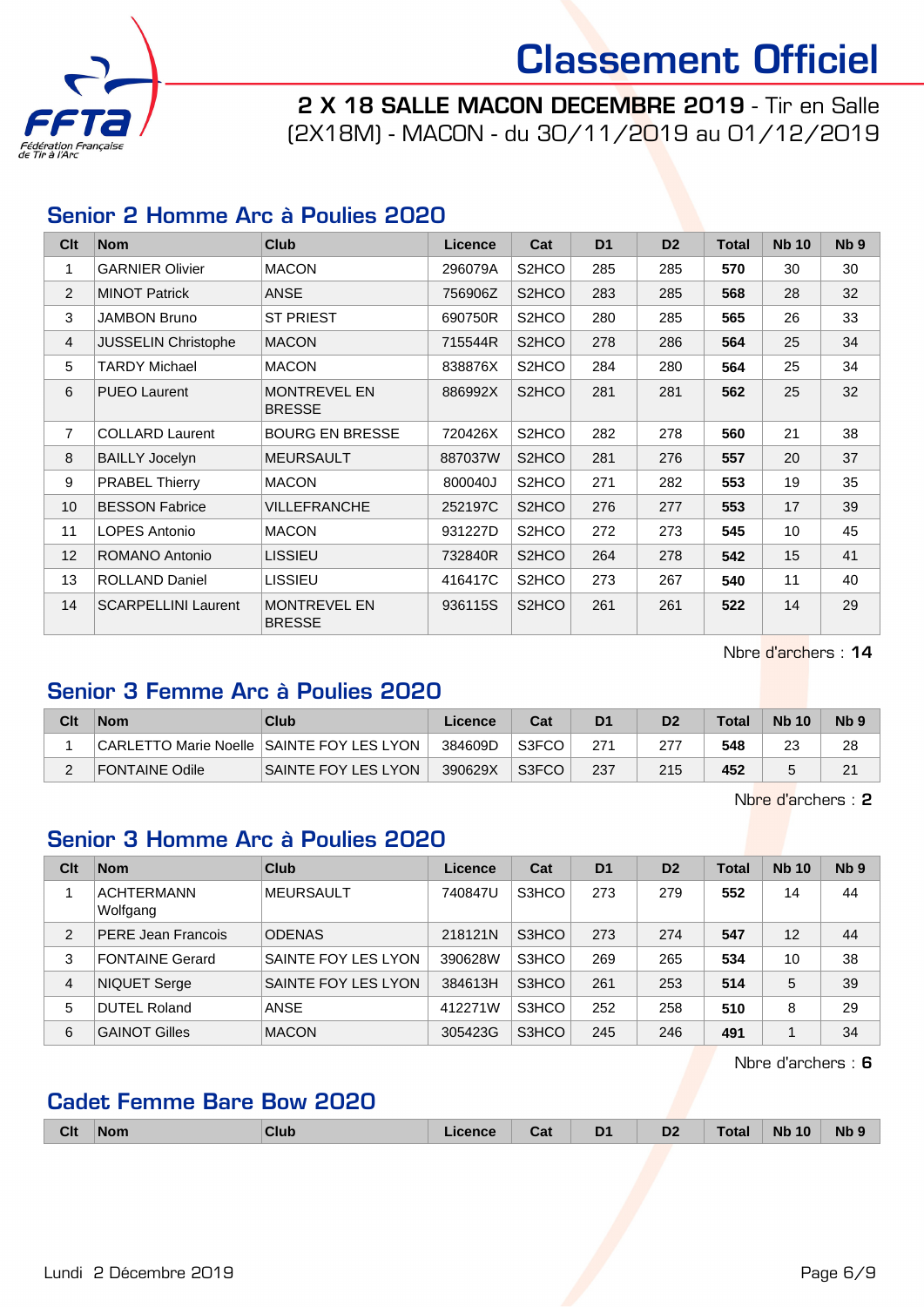# Classement Officiel

**2 X 18 SALLE MACON DECEMBRE 2019** - Tir en Salle (2X18M) - MACON - du 30/11/2019 au 01/12/2019

## Senior 2 Homme Arc à Poulies 2020

| Clt | Nom | Club | Licence | Cat | D1 | D2 | Total | Nb 10 | Nb 9 |
|---|---|---|---|---|---|---|---|---|---|
| 1 | GARNIER Olivier | MACON | 296079A | S2HCO | 285 | 285 | **570** | 30 | 30 |
| 2 | MINOT Patrick | ANSE | 756906Z | S2HCO | 283 | 285 | **568** | 28 | 32 |
| 3 | JAMBON Bruno | ST PRIEST | 690750R | S2HCO | 280 | 285 | **565** | 26 | 33 |
| 4 | JUSSELIN Christophe | MACON | 715544R | S2HCO | 278 | 286 | **564** | 25 | 34 |
| 5 | TARDY Michael | MACON | 838876X | S2HCO | 284 | 280 | **564** | 25 | 34 |
| 6 | PUEO Laurent | MONTREVEL EN BRESSE | 886992X | S2HCO | 281 | 281 | **562** | 25 | 32 |
| 7 | COLLARD Laurent | BOURG EN BRESSE | 720426X | S2HCO | 282 | 278 | **560** | 21 | 38 |
| 8 | BAILLY Jocelyn | MEURSAULT | 887037W | S2HCO | 281 | 276 | **557** | 20 | 37 |
| 9 | PRABEL Thierry | MACON | 800040J | S2HCO | 271 | 282 | **553** | 19 | 35 |
| 10 | BESSON Fabrice | VILLEFRANCHE | 252197C | S2HCO | 276 | 277 | **553** | 17 | 39 |
| 11 | LOPES Antonio | MACON | 931227D | S2HCO | 272 | 273 | **545** | 10 | 45 |
| 12 | ROMANO Antonio | LISSIEU | 732840R | S2HCO | 264 | 278 | **542** | 15 | 41 |
| 13 | ROLLAND Daniel | LISSIEU | 416417C | S2HCO | 273 | 267 | **540** | 11 | 40 |
| 14 | SCARPELLINI Laurent | MONTREVEL EN BRESSE | 936115S | S2HCO | 261 | 261 | **522** | 14 | 29 |

Nbre d'archers : **14**

## Senior 3 Femme Arc à Poulies 2020

| Clt | Nom | Club | Licence | Cat | D1 | D2 | Total | Nb 10 | Nb 9 |
|---|---|---|---|---|---|---|---|---|---|
| 1 | CARLETTO Marie Noelle | SAINTE FOY LES LYON | 384609D | S3FCO | 271 | 277 | **548** | 23 | 28 |
| 2 | FONTAINE Odile | SAINTE FOY LES LYON | 390629X | S3FCO | 237 | 215 | **452** | 5 | 21 |

Nbre d'archers : **2**

## Senior 3 Homme Arc à Poulies 2020

| Clt | Nom | Club | Licence | Cat | D1 | D2 | Total | Nb 10 | Nb 9 |
|---|---|---|---|---|---|---|---|---|---|
| 1 | ACHTERMANN Wolfgang | MEURSAULT | 740847U | S3HCO | 273 | 279 | **552** | 14 | 44 |
| 2 | PERE Jean Francois | ODENAS | 218121N | S3HCO | 273 | 274 | **547** | 12 | 44 |
| 3 | FONTAINE Gerard | SAINTE FOY LES LYON | 390628W | S3HCO | 269 | 265 | **534** | 10 | 38 |
| 4 | NIQUET Serge | SAINTE FOY LES LYON | 384613H | S3HCO | 261 | 253 | **514** | 5 | 39 |
| 5 | DUTEL Roland | ANSE | 412271W | S3HCO | 252 | 258 | **510** | 8 | 29 |
| 6 | GAINOT Gilles | MACON | 305423G | S3HCO | 245 | 246 | **491** | 1 | 34 |

Nbre d'archers : **6**

## Cadet Femme Bare Bow 2020

| Clt | Nom | Club | Licence | Cat | D1 | D2 | Total | Nb 10 | Nb 9 |
|---|---|---|---|---|---|---|---|---|---|

Lundi 2 Décembre 2019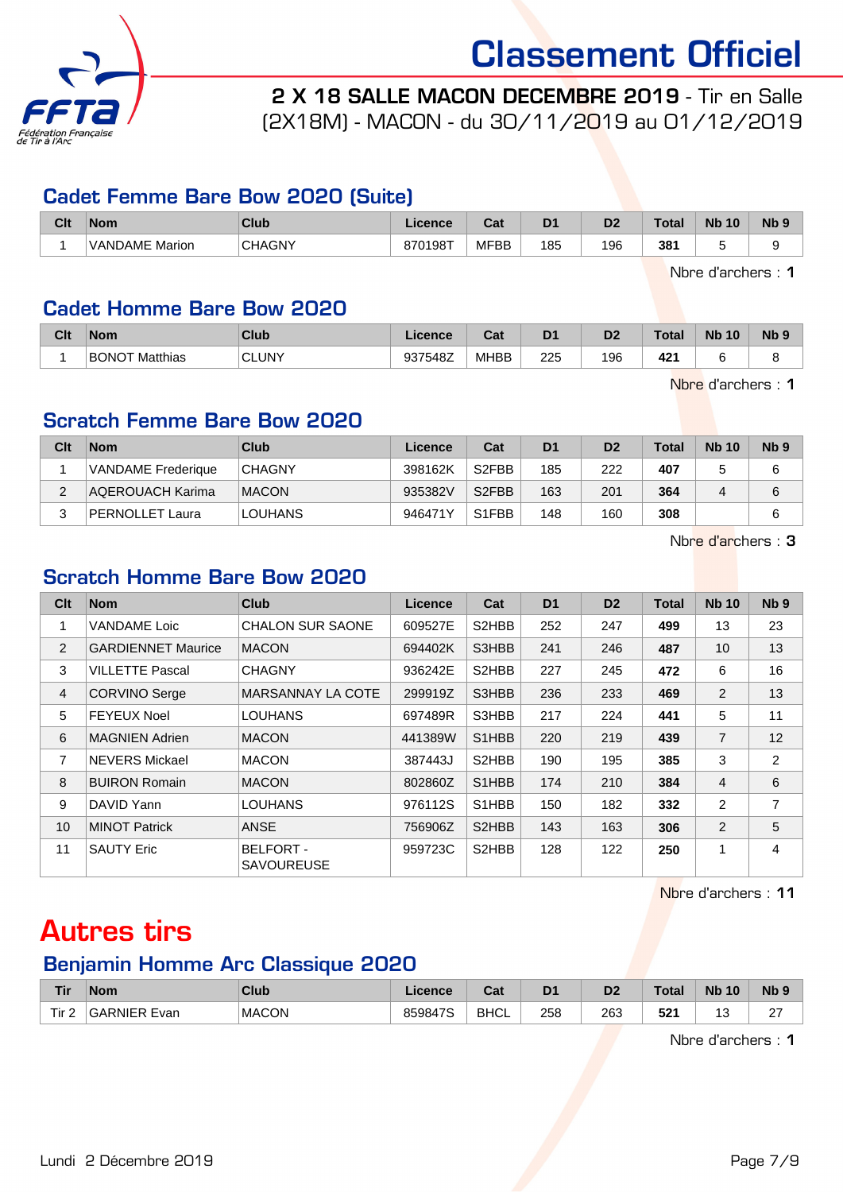# Classement Officiel

**2 X 18 SALLE MACON DECEMBRE 2019** - Tir en Salle (2X18M) - MACON - du 30/11/2019 au 01/12/2019

## Cadet Femme Bare Bow 2020 (Suite)

| Clt | Nom | Club | Licence | Cat | D1 | D2 | Total | Nb 10 | Nb 9 |
|---|---|---|---|---|---|---|---|---|---|
| 1 | VANDAME Marion | CHAGNY | 870198T | MFBB | 185 | 196 | **381** | 5 | 9 |

Nbre d'archers : **1**

## Cadet Homme Bare Bow 2020

| Clt | Nom | Club | Licence | Cat | D1 | D2 | Total | Nb 10 | Nb 9 |
|---|---|---|---|---|---|---|---|---|---|
| 1 | BONOT Matthias | CLUNY | 937548Z | MHBB | 225 | 196 | **421** | 6 | 8 |

Nbre d'archers : **1**

## Scratch Femme Bare Bow 2020

| Clt | Nom | Club | Licence | Cat | D1 | D2 | Total | Nb 10 | Nb 9 |
|---|---|---|---|---|---|---|---|---|---|
| 1 | VANDAME Frederique | CHAGNY | 398162K | S2FBB | 185 | 222 | **407** | 5 | 6 |
| 2 | AQEROUACH Karima | MACON | 935382V | S2FBB | 163 | 201 | **364** | 4 | 6 |
| 3 | PERNOLLET Laura | LOUHANS | 946471Y | S1FBB | 148 | 160 | **308** | | 6 |

Nbre d'archers : **3**

## Scratch Homme Bare Bow 2020

| Clt | Nom | Club | Licence | Cat | D1 | D2 | Total | Nb 10 | Nb 9 |
|---|---|---|---|---|---|---|---|---|---|
| 1 | VANDAME Loic | CHALON SUR SAONE | 609527E | S2HBB | 252 | 247 | **499** | 13 | 23 |
| 2 | GARDIENNET Maurice | MACON | 694402K | S3HBB | 241 | 246 | **487** | 10 | 13 |
| 3 | VILLETTE Pascal | CHAGNY | 936242E | S2HBB | 227 | 245 | **472** | 6 | 16 |
| 4 | CORVINO Serge | MARSANNAY LA COTE | 299919Z | S3HBB | 236 | 233 | **469** | 2 | 13 |
| 5 | FEYEUX Noel | LOUHANS | 697489R | S3HBB | 217 | 224 | **441** | 5 | 11 |
| 6 | MAGNIEN Adrien | MACON | 441389W | S1HBB | 220 | 219 | **439** | 7 | 12 |
| 7 | NEVERS Mickael | MACON | 387443J | S2HBB | 190 | 195 | **385** | 3 | 2 |
| 8 | BUIRON Romain | MACON | 802860Z | S1HBB | 174 | 210 | **384** | 4 | 6 |
| 9 | DAVID Yann | LOUHANS | 976112S | S1HBB | 150 | 182 | **332** | 2 | 7 |
| 10 | MINOT Patrick | ANSE | 756906Z | S2HBB | 143 | 163 | **306** | 2 | 5 |
| 11 | SAUTY Eric | BELFORT - SAVOUREUSE | 959723C | S2HBB | 128 | 122 | **250** | 1 | 4 |

Nbre d'archers : **11**

# Autres tirs

## Benjamin Homme Arc Classique 2020

| Tir | Nom | Club | Licence | Cat | D1 | D2 | Total | Nb 10 | Nb 9 |
|---|---|---|---|---|---|---|---|---|---|
| Tir 2 | GARNIER Evan | MACON | 859847S | BHCL | 258 | 263 | **521** | 13 | 27 |

Nbre d'archers : **1**

Lundi 2 Décembre 2019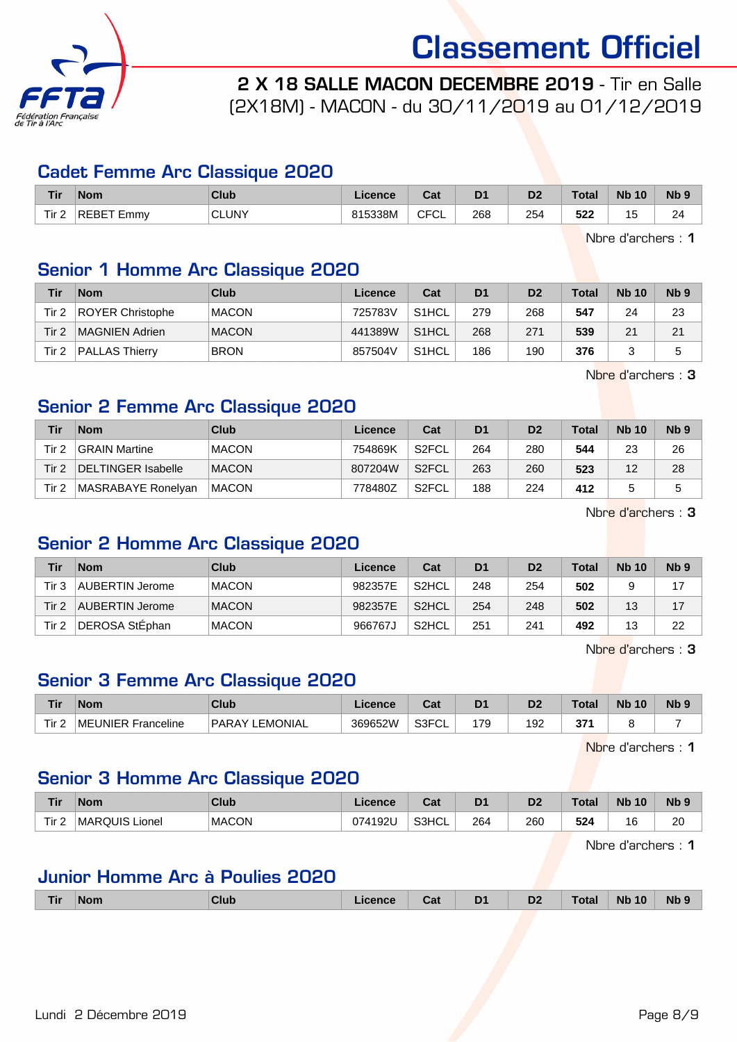# Classement Officiel

## 2 X 18 SALLE MACON DECEMBRE 2019 - Tir en Salle (2X18M) - MACON - du 30/11/2019 au 01/12/2019

### Cadet Femme Arc Classique 2020

| Tir | Nom | Club | Licence | Cat | D1 | D2 | Total | Nb 10 | Nb 9 |
|---|---|---|---|---|---|---|---|---|---|
| Tir 2 | REBET Emmy | CLUNY | 815338M | CFCL | 268 | 254 | **522** | 15 | 24 |

Nbre d'archers : **1**

### Senior 1 Homme Arc Classique 2020

| Tir | Nom | Club | Licence | Cat | D1 | D2 | Total | Nb 10 | Nb 9 |
|---|---|---|---|---|---|---|---|---|---|
| Tir 2 | ROYER Christophe | MACON | 725783V | S1HCL | 279 | 268 | **547** | 24 | 23 |
| Tir 2 | MAGNIEN Adrien | MACON | 441389W | S1HCL | 268 | 271 | **539** | 21 | 21 |
| Tir 2 | PALLAS Thierry | BRON | 857504V | S1HCL | 186 | 190 | **376** | 3 | 5 |

Nbre d'archers : **3**

### Senior 2 Femme Arc Classique 2020

| Tir | Nom | Club | Licence | Cat | D1 | D2 | Total | Nb 10 | Nb 9 |
|---|---|---|---|---|---|---|---|---|---|
| Tir 2 | GRAIN Martine | MACON | 754869K | S2FCL | 264 | 280 | **544** | 23 | 26 |
| Tir 2 | DELTINGER Isabelle | MACON | 807204W | S2FCL | 263 | 260 | **523** | 12 | 28 |
| Tir 2 | MASRABAYE Ronelyan | MACON | 778480Z | S2FCL | 188 | 224 | **412** | 5 | 5 |

Nbre d'archers : **3**

### Senior 2 Homme Arc Classique 2020

| Tir | Nom | Club | Licence | Cat | D1 | D2 | Total | Nb 10 | Nb 9 |
|---|---|---|---|---|---|---|---|---|---|
| Tir 3 | AUBERTIN Jerome | MACON | 982357E | S2HCL | 248 | 254 | **502** | 9 | 17 |
| Tir 2 | AUBERTIN Jerome | MACON | 982357E | S2HCL | 254 | 248 | **502** | 13 | 17 |
| Tir 2 | DEROSA StÉphan | MACON | 966767J | S2HCL | 251 | 241 | **492** | 13 | 22 |

Nbre d'archers : **3**

### Senior 3 Femme Arc Classique 2020

| Tir | Nom | Club | Licence | Cat | D1 | D2 | Total | Nb 10 | Nb 9 |
|---|---|---|---|---|---|---|---|---|---|
| Tir 2 | MEUNIER Franceline | PARAY LEMONIAL | 369652W | S3FCL | 179 | 192 | **371** | 8 | 7 |

Nbre d'archers : **1**

### Senior 3 Homme Arc Classique 2020

| Tir | Nom | Club | Licence | Cat | D1 | D2 | Total | Nb 10 | Nb 9 |
|---|---|---|---|---|---|---|---|---|---|
| Tir 2 | MARQUIS Lionel | MACON | 074192U | S3HCL | 264 | 260 | **524** | 16 | 20 |

Nbre d'archers : **1**

### Junior Homme Arc à Poulies 2020

| Tir | Nom | Club | Licence | Cat | D1 | D2 | Total | Nb 10 | Nb 9 |
|---|---|---|---|---|---|---|---|---|---|

Lundi 2 Décembre 2019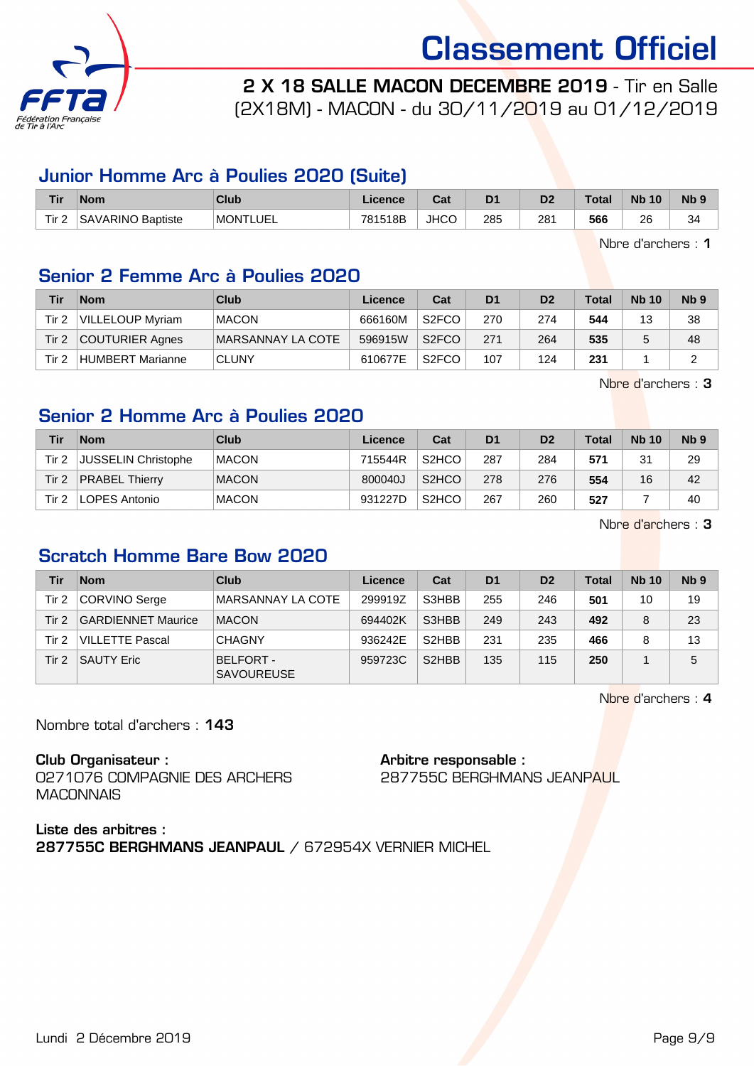# Classement Officiel

**2 X 18 SALLE MACON DECEMBRE 2019** - Tir en Salle (2X18M) - MACON - du 30/11/2019 au 01/12/2019

## Junior Homme Arc à Poulies 2020 (Suite)

| Tir | Nom | Club | Licence | Cat | D1 | D2 | Total | Nb 10 | Nb 9 |
|---|---|---|---|---|---|---|---|---|---|
| Tir 2 | SAVARINO Baptiste | MONTLUEL | 781518B | JHCO | 285 | 281 | **566** | 26 | 34 |

Nbre d'archers : **1**

## Senior 2 Femme Arc à Poulies 2020

| Tir | Nom | Club | Licence | Cat | D1 | D2 | Total | Nb 10 | Nb 9 |
|---|---|---|---|---|---|---|---|---|---|
| Tir 2 | VILLELOUP Myriam | MACON | 666160M | S2FCO | 270 | 274 | **544** | 13 | 38 |
| Tir 2 | COUTURIER Agnes | MARSANNAY LA COTE | 596915W | S2FCO | 271 | 264 | **535** | 5 | 48 |
| Tir 2 | HUMBERT Marianne | CLUNY | 610677E | S2FCO | 107 | 124 | **231** | 1 | 2 |

Nbre d'archers : **3**

## Senior 2 Homme Arc à Poulies 2020

| Tir | Nom | Club | Licence | Cat | D1 | D2 | Total | Nb 10 | Nb 9 |
|---|---|---|---|---|---|---|---|---|---|
| Tir 2 | JUSSELIN Christophe | MACON | 715544R | S2HCO | 287 | 284 | **571** | 31 | 29 |
| Tir 2 | PRABEL Thierry | MACON | 800040J | S2HCO | 278 | 276 | **554** | 16 | 42 |
| Tir 2 | LOPES Antonio | MACON | 931227D | S2HCO | 267 | 260 | **527** | 7 | 40 |

Nbre d'archers : **3**

## Scratch Homme Bare Bow 2020

| Tir | Nom | Club | Licence | Cat | D1 | D2 | Total | Nb 10 | Nb 9 |
|---|---|---|---|---|---|---|---|---|---|
| Tir 2 | CORVINO Serge | MARSANNAY LA COTE | 299919Z | S3HBB | 255 | 246 | **501** | 10 | 19 |
| Tir 2 | GARDIENNET Maurice | MACON | 694402K | S3HBB | 249 | 243 | **492** | 8 | 23 |
| Tir 2 | VILLETTE Pascal | CHAGNY | 936242E | S2HBB | 231 | 235 | **466** | 8 | 13 |
| Tir 2 | SAUTY Eric | BELFORT - SAVOUREUSE | 959723C | S2HBB | 135 | 115 | **250** | 1 | 5 |

Nbre d'archers : **4**

Nombre total d'archers : **143**

**Club Organisateur :**
0271076 COMPAGNIE DES ARCHERS MACONNAIS

**Arbitre responsable :**
287755C BERGHMANS JEANPAUL

**Liste des arbitres :**
**287755C BERGHMANS JEANPAUL** / 672954X VERNIER MICHEL